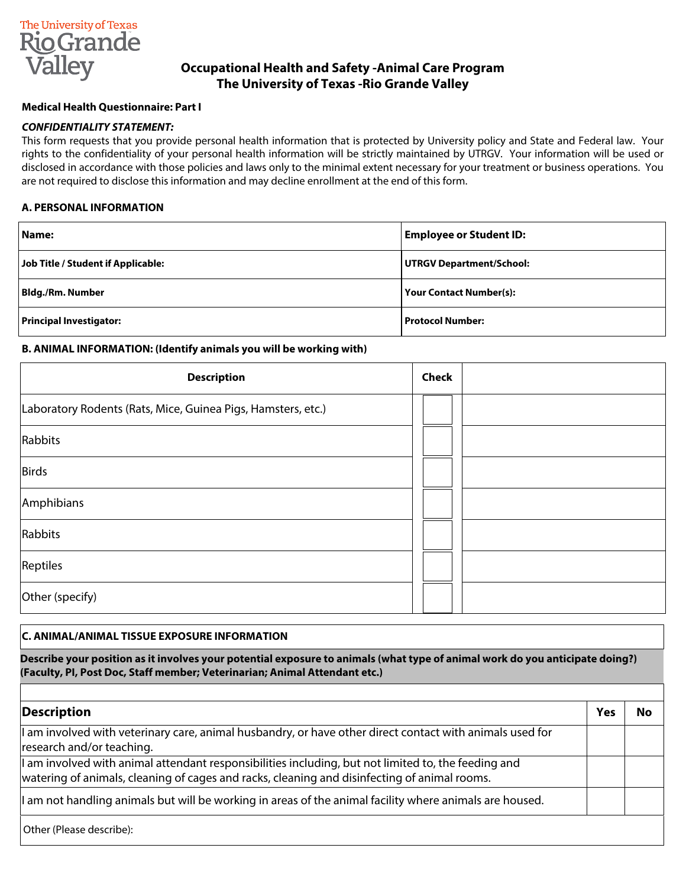The University of Texas Rio Grande Valley

# Occupational Health and Safety -Animal Care Program
# The University of Texas -Rio Grande Valley

**Medical Health Questionnaire: Part I**

***CONFIDENTIALITY STATEMENT:***

This form requests that you provide personal health information that is protected by University policy and State and Federal law. Your rights to the confidentiality of your personal health information will be strictly maintained by UTRGV. Your information will be used or disclosed in accordance with those policies and laws only to the minimal extent necessary for your treatment or business operations. You are not required to disclose this information and may decline enrollment at the end of this form.

### A. PERSONAL INFORMATION

| **Name:** | **Employee or Student ID:** |
|---|---|
| **Job Title / Student if Applicable:** | **UTRGV Department/School:** |
| **Bldg./Rm. Number** | **Your Contact Number(s):** |
| **Principal Investigator:** | **Protocol Number:** |

### B. ANIMAL INFORMATION: (Identify animals you will be working with)

| Description | Check | |
|---|---|---|
| Laboratory Rodents (Rats, Mice, Guinea Pigs, Hamsters, etc.) | ☐ | |
| Rabbits | ☐ | |
| Birds | ☐ | |
| Amphibians | ☐ | |
| Rabbits | ☐ | |
| Reptiles | ☐ | |
| Other (specify) | ☐ | |

### C. ANIMAL/ANIMAL TISSUE EXPOSURE INFORMATION

**Describe your position as it involves your potential exposure to animals (what type of animal work do you anticipate doing?) (Faculty, PI, Post Doc, Staff member; Veterinarian; Animal Attendant etc.)**

| **Description** | **Yes** | **No** |
|---|---|---|
| I am involved with veterinary care, animal husbandry, or have other direct contact with animals used for research and/or teaching. | | |
| I am involved with animal attendant responsibilities including, but not limited to, the feeding and watering of animals, cleaning of cages and racks, cleaning and disinfecting of animal rooms. | | |
| I am not handling animals but will be working in areas of the animal facility where animals are housed. | | |
| Other (Please describe): | | |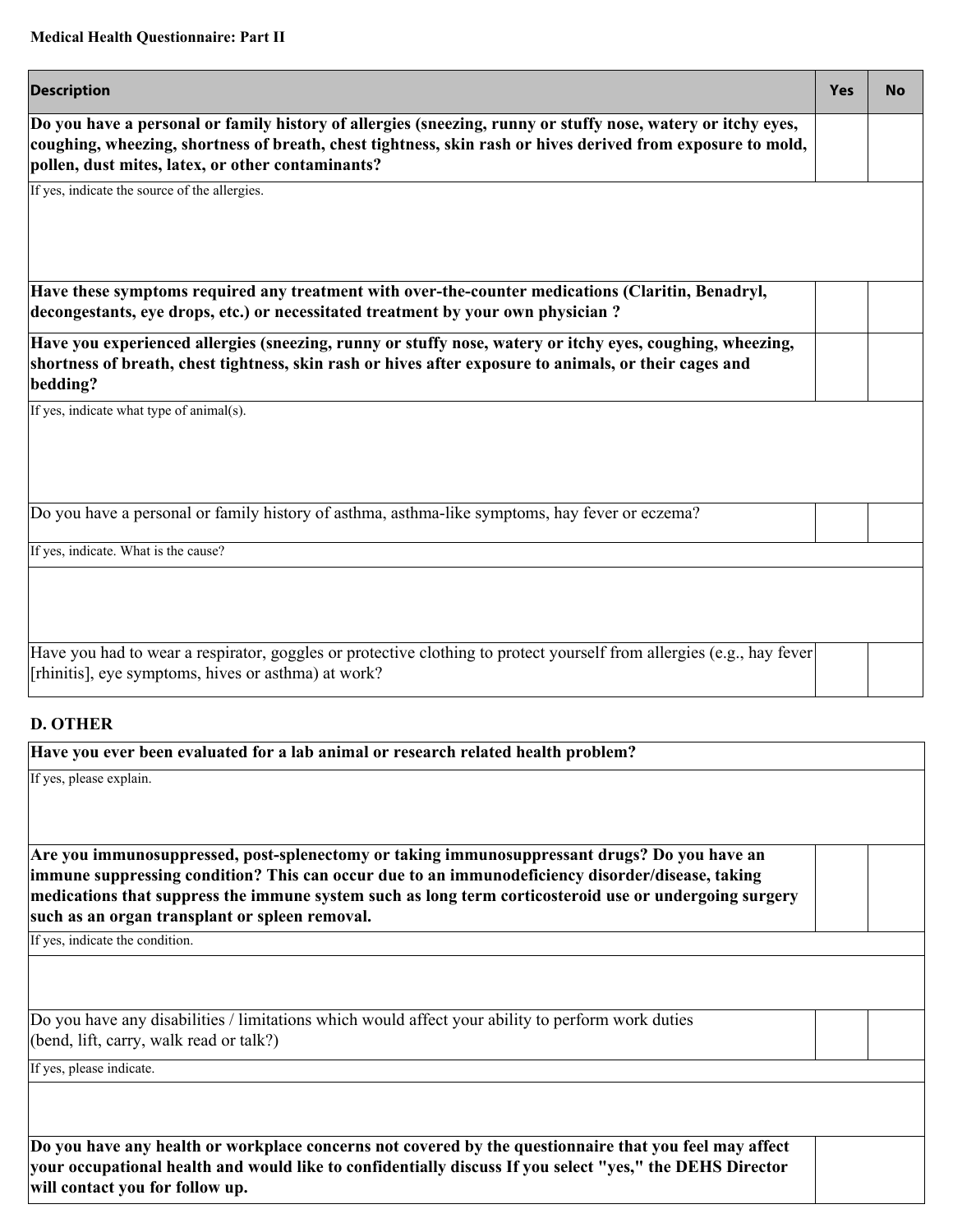**Medical Health Questionnaire: Part II**

| Description | Yes | No |
|---|---|---|
| **Do you have a personal or family history of allergies (sneezing, runny or stuffy nose, watery or itchy eyes, coughing, wheezing, shortness of breath, chest tightness, skin rash or hives derived from exposure to mold, pollen, dust mites, latex, or other contaminants?** | | |
| If yes, indicate the source of the allergies. | | |
| **Have these symptoms required any treatment with over-the-counter medications (Claritin, Benadryl, decongestants, eye drops, etc.) or necessitated treatment by your own physician ?** | | |
| **Have you experienced allergies (sneezing, runny or stuffy nose, watery or itchy eyes, coughing, wheezing, shortness of breath, chest tightness, skin rash or hives after exposure to animals, or their cages and bedding?** | | |
| If yes, indicate what type of animal(s). | | |
| Do you have a personal or family history of asthma, asthma-like symptoms, hay fever or eczema? | | |
| If yes, indicate. What is the cause? | | |
| | | |
| Have you had to wear a respirator, goggles or protective clothing to protect yourself from allergies (e.g., hay fever [rhinitis], eye symptoms, hives or asthma) at work? | | |

### D. OTHER

| | | |
|---|---|---|
| **Have you ever been evaluated for a lab animal or research related health problem?** | | |
| If yes, please explain. | | |
| **Are you immunosuppressed, post-splenectomy or taking immunosuppressant drugs? Do you have an immune suppressing condition? This can occur due to an immunodeficiency disorder/disease, taking medications that suppress the immune system such as long term corticosteroid use or undergoing surgery such as an organ transplant or spleen removal.** | | |
| If yes, indicate the condition. | | |
| | | |
| Do you have any disabilities / limitations which would affect your ability to perform work duties (bend, lift, carry, walk read or talk?) | | |
| If yes, please indicate. | | |
| | | |
| **Do you have any health or workplace concerns not covered by the questionnaire that you feel may affect your occupational health and would like to confidentially discuss If you select "yes," the DEHS Director will contact you for follow up.** | | |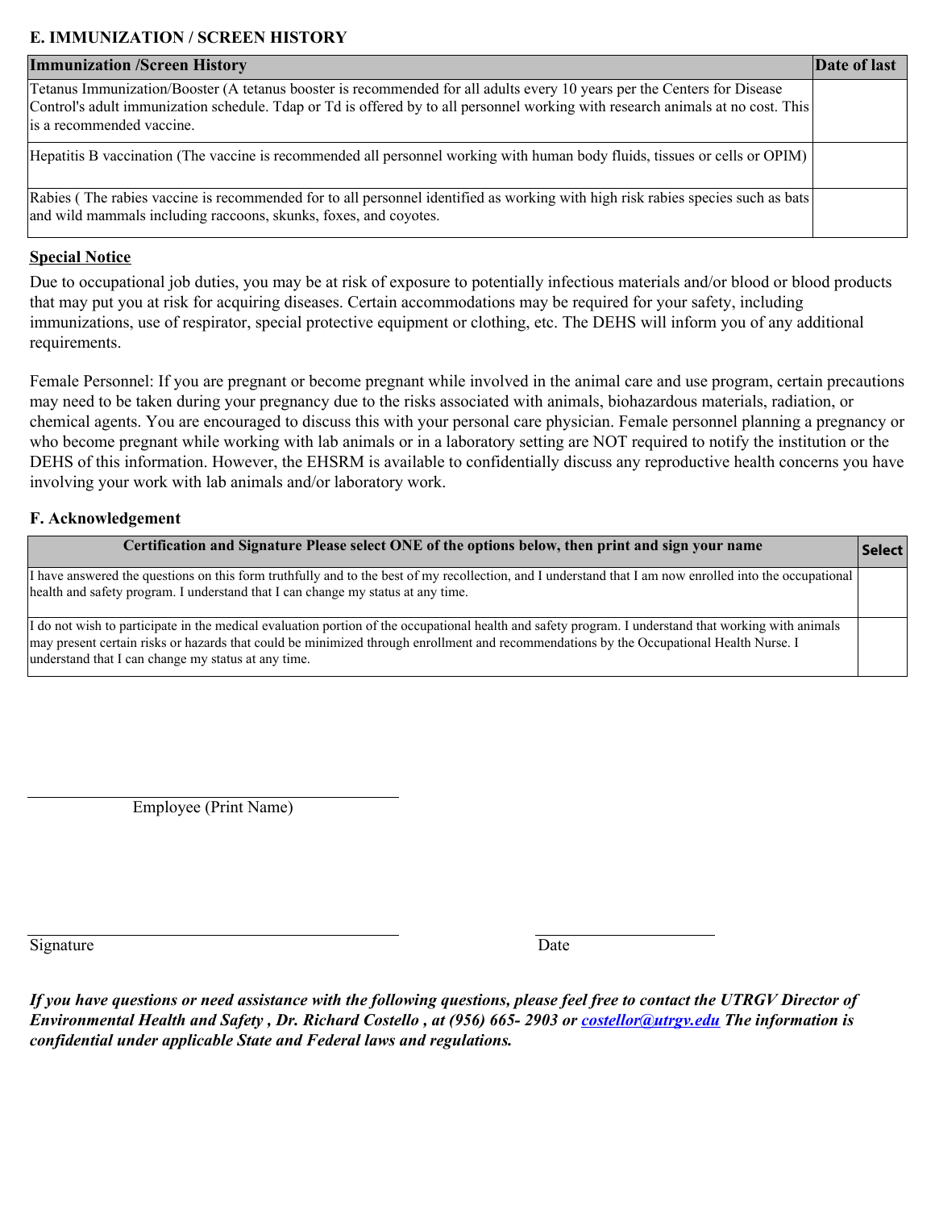## E. IMMUNIZATION / SCREEN HISTORY

| Immunization /Screen History | Date of last |
|---|---|
| Tetanus Immunization/Booster (A tetanus booster is recommended for all adults every 10 years per the Centers for Disease Control's adult immunization schedule. Tdap or Td is offered by to all personnel working with research animals at no cost. This is a recommended vaccine. | |
| Hepatitis B vaccination (The vaccine is recommended all personnel working with human body fluids, tissues or cells or OPIM) | |
| Rabies ( The rabies vaccine is recommended for to all personnel identified as working with high risk rabies species such as bats and wild mammals including raccoons, skunks, foxes, and coyotes. | |

**Special Notice**

Due to occupational job duties, you may be at risk of exposure to potentially infectious materials and/or blood or blood products that may put you at risk for acquiring diseases. Certain accommodations may be required for your safety, including immunizations, use of respirator, special protective equipment or clothing, etc. The DEHS will inform you of any additional requirements.

Female Personnel: If you are pregnant or become pregnant while involved in the animal care and use program, certain precautions may need to be taken during your pregnancy due to the risks associated with animals, biohazardous materials, radiation, or chemical agents. You are encouraged to discuss this with your personal care physician. Female personnel planning a pregnancy or who become pregnant while working with lab animals or in a laboratory setting are NOT required to notify the institution or the DEHS of this information. However, the EHSRM is available to confidentially discuss any reproductive health concerns you have involving your work with lab animals and/or laboratory work.

## F. Acknowledgement

| Certification and Signature Please select ONE of the options below, then print and sign your name | Select |
|---|---|
| I have answered the questions on this form truthfully and to the best of my recollection, and I understand that I am now enrolled into the occupational health and safety program. I understand that I can change my status at any time. | |
| I do not wish to participate in the medical evaluation portion of the occupational health and safety program. I understand that working with animals may present certain risks or hazards that could be minimized through enrollment and recommendations by the Occupational Health Nurse. I understand that I can change my status at any time. | |

Employee (Print Name)

Signature

Date

***If you have questions or need assistance with the following questions, please feel free to contact the UTRGV Director of Environmental Health and Safety , Dr. Richard Costello , at (956) 665- 2903 or costellor@utrgv.edu The information is confidential under applicable State and Federal laws and regulations.***